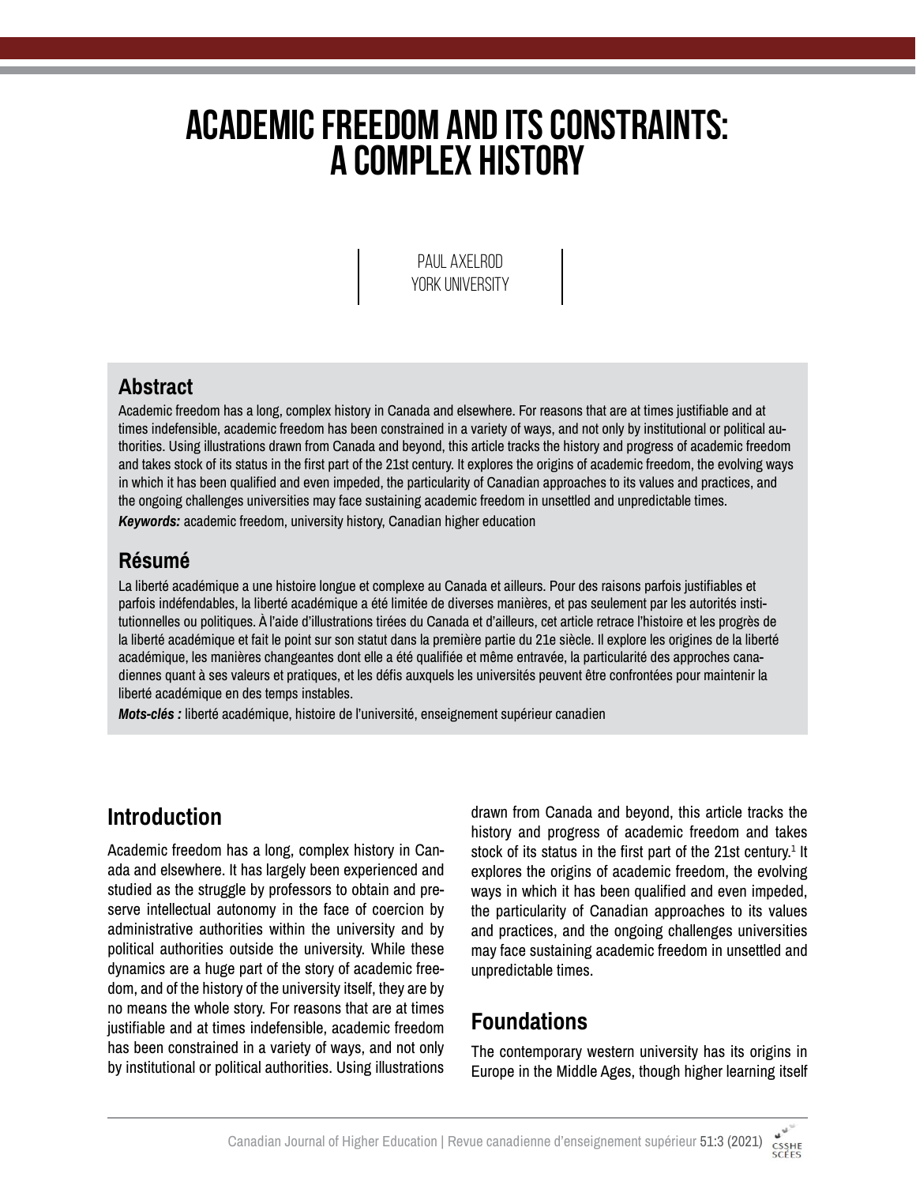# ACADEMIC FREEDOM AND ITS CONSTRAINTS: A COMPLEX HISTORY

PAUL AXELROD
YORK UNIVERSITY

## Abstract

Academic freedom has a long, complex history in Canada and elsewhere. For reasons that are at times justifiable and at times indefensible, academic freedom has been constrained in a variety of ways, and not only by institutional or political authorities. Using illustrations drawn from Canada and beyond, this article tracks the history and progress of academic freedom and takes stock of its status in the first part of the 21st century. It explores the origins of academic freedom, the evolving ways in which it has been qualified and even impeded, the particularity of Canadian approaches to its values and practices, and the ongoing challenges universities may face sustaining academic freedom in unsettled and unpredictable times.

***Keywords:*** academic freedom, university history, Canadian higher education

## Résumé

La liberté académique a une histoire longue et complexe au Canada et ailleurs. Pour des raisons parfois justifiables et parfois indéfendables, la liberté académique a été limitée de diverses manières, et pas seulement par les autorités institutionnelles ou politiques. À l'aide d'illustrations tirées du Canada et d'ailleurs, cet article retrace l'histoire et les progrès de la liberté académique et fait le point sur son statut dans la première partie du 21e siècle. Il explore les origines de la liberté académique, les manières changeantes dont elle a été qualifiée et même entravée, la particularité des approches canadiennes quant à ses valeurs et pratiques, et les défis auxquels les universités peuvent être confrontées pour maintenir la liberté académique en des temps instables.

***Mots-clés :*** liberté académique, histoire de l'université, enseignement supérieur canadien

## Introduction

Academic freedom has a long, complex history in Canada and elsewhere. It has largely been experienced and studied as the struggle by professors to obtain and preserve intellectual autonomy in the face of coercion by administrative authorities within the university and by political authorities outside the university. While these dynamics are a huge part of the story of academic freedom, and of the history of the university itself, they are by no means the whole story. For reasons that are at times justifiable and at times indefensible, academic freedom has been constrained in a variety of ways, and not only by institutional or political authorities. Using illustrations drawn from Canada and beyond, this article tracks the history and progress of academic freedom and takes stock of its status in the first part of the 21st century.[1] It explores the origins of academic freedom, the evolving ways in which it has been qualified and even impeded, the particularity of Canadian approaches to its values and practices, and the ongoing challenges universities may face sustaining academic freedom in unsettled and unpredictable times.

## Foundations

The contemporary western university has its origins in Europe in the Middle Ages, though higher learning itself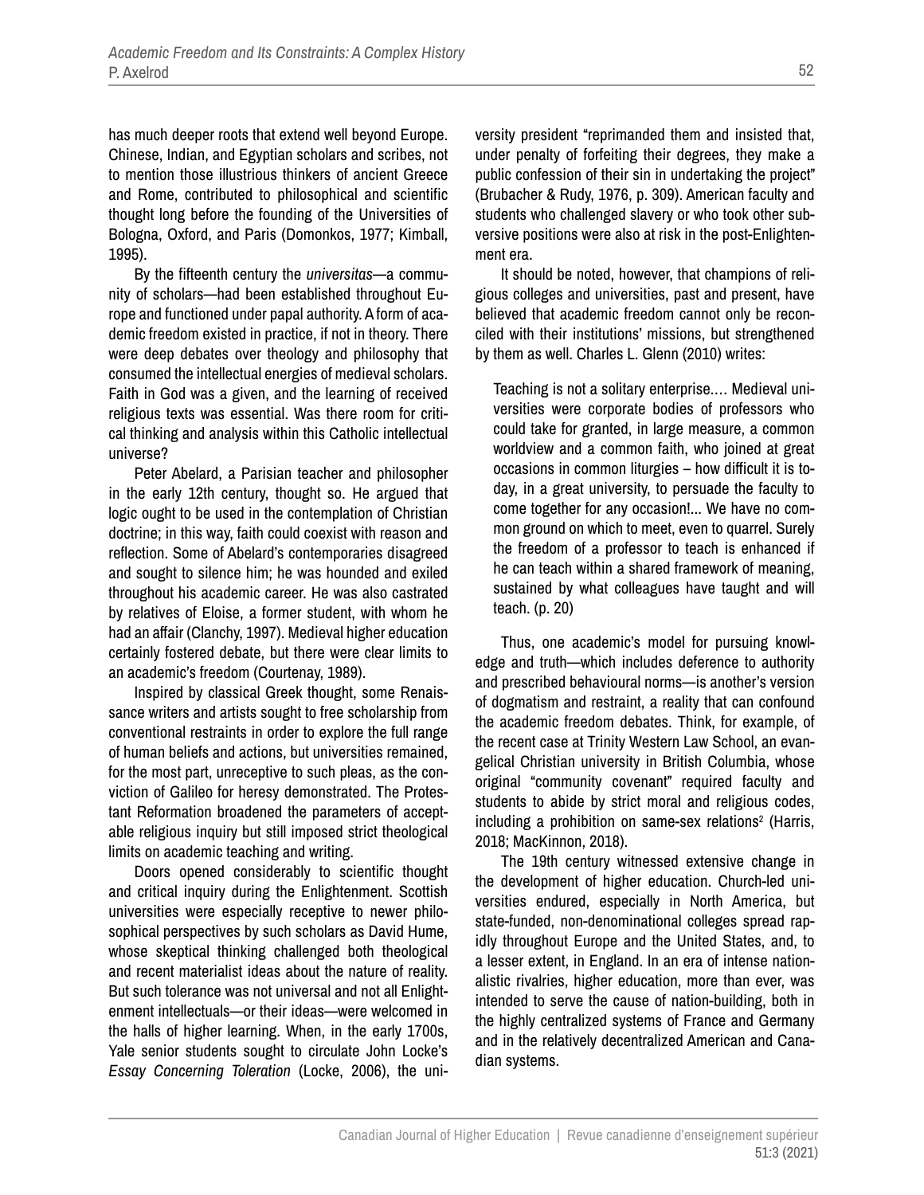has much deeper roots that extend well beyond Europe. Chinese, Indian, and Egyptian scholars and scribes, not to mention those illustrious thinkers of ancient Greece and Rome, contributed to philosophical and scientific thought long before the founding of the Universities of Bologna, Oxford, and Paris (Domonkos, 1977; Kimball, 1995).

By the fifteenth century the *universitas*—a community of scholars—had been established throughout Europe and functioned under papal authority. A form of academic freedom existed in practice, if not in theory. There were deep debates over theology and philosophy that consumed the intellectual energies of medieval scholars. Faith in God was a given, and the learning of received religious texts was essential. Was there room for critical thinking and analysis within this Catholic intellectual universe?

Peter Abelard, a Parisian teacher and philosopher in the early 12th century, thought so. He argued that logic ought to be used in the contemplation of Christian doctrine; in this way, faith could coexist with reason and reflection. Some of Abelard's contemporaries disagreed and sought to silence him; he was hounded and exiled throughout his academic career. He was also castrated by relatives of Eloise, a former student, with whom he had an affair (Clanchy, 1997). Medieval higher education certainly fostered debate, but there were clear limits to an academic's freedom (Courtenay, 1989).

Inspired by classical Greek thought, some Renaissance writers and artists sought to free scholarship from conventional restraints in order to explore the full range of human beliefs and actions, but universities remained, for the most part, unreceptive to such pleas, as the conviction of Galileo for heresy demonstrated. The Protestant Reformation broadened the parameters of acceptable religious inquiry but still imposed strict theological limits on academic teaching and writing.

Doors opened considerably to scientific thought and critical inquiry during the Enlightenment. Scottish universities were especially receptive to newer philosophical perspectives by such scholars as David Hume, whose skeptical thinking challenged both theological and recent materialist ideas about the nature of reality. But such tolerance was not universal and not all Enlightenment intellectuals—or their ideas—were welcomed in the halls of higher learning. When, in the early 1700s, Yale senior students sought to circulate John Locke's *Essay Concerning Toleration* (Locke, 2006), the university president "reprimanded them and insisted that, under penalty of forfeiting their degrees, they make a public confession of their sin in undertaking the project" (Brubacher & Rudy, 1976, p. 309). American faculty and students who challenged slavery or who took other subversive positions were also at risk in the post-Enlightenment era.

It should be noted, however, that champions of religious colleges and universities, past and present, have believed that academic freedom cannot only be reconciled with their institutions' missions, but strengthened by them as well. Charles L. Glenn (2010) writes:

> Teaching is not a solitary enterprise.… Medieval universities were corporate bodies of professors who could take for granted, in large measure, a common worldview and a common faith, who joined at great occasions in common liturgies – how difficult it is today, in a great university, to persuade the faculty to come together for any occasion!... We have no common ground on which to meet, even to quarrel. Surely the freedom of a professor to teach is enhanced if he can teach within a shared framework of meaning, sustained by what colleagues have taught and will teach. (p. 20)

Thus, one academic's model for pursuing knowledge and truth—which includes deference to authority and prescribed behavioural norms—is another's version of dogmatism and restraint, a reality that can confound the academic freedom debates. Think, for example, of the recent case at Trinity Western Law School, an evangelical Christian university in British Columbia, whose original "community covenant" required faculty and students to abide by strict moral and religious codes, including a prohibition on same-sex relations[2] (Harris, 2018; MacKinnon, 2018).

The 19th century witnessed extensive change in the development of higher education. Church-led universities endured, especially in North America, but state-funded, non-denominational colleges spread rapidly throughout Europe and the United States, and, to a lesser extent, in England. In an era of intense nationalistic rivalries, higher education, more than ever, was intended to serve the cause of nation-building, both in the highly centralized systems of France and Germany and in the relatively decentralized American and Canadian systems.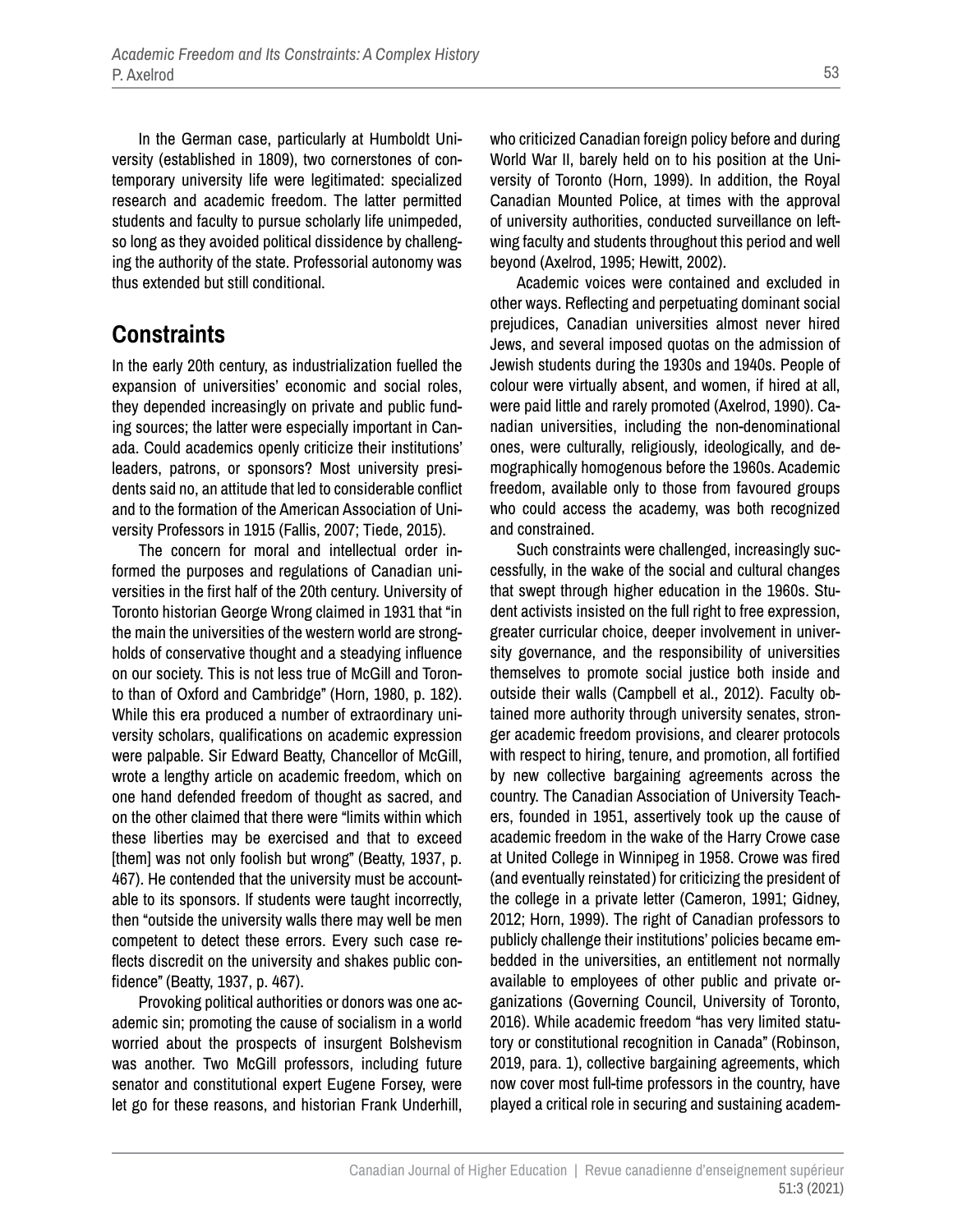In the German case, particularly at Humboldt University (established in 1809), two cornerstones of contemporary university life were legitimated: specialized research and academic freedom. The latter permitted students and faculty to pursue scholarly life unimpeded, so long as they avoided political dissidence by challenging the authority of the state. Professorial autonomy was thus extended but still conditional.

## Constraints

In the early 20th century, as industrialization fuelled the expansion of universities' economic and social roles, they depended increasingly on private and public funding sources; the latter were especially important in Canada. Could academics openly criticize their institutions' leaders, patrons, or sponsors? Most university presidents said no, an attitude that led to considerable conflict and to the formation of the American Association of University Professors in 1915 (Fallis, 2007; Tiede, 2015).

The concern for moral and intellectual order informed the purposes and regulations of Canadian universities in the first half of the 20th century. University of Toronto historian George Wrong claimed in 1931 that "in the main the universities of the western world are strongholds of conservative thought and a steadying influence on our society. This is not less true of McGill and Toronto than of Oxford and Cambridge" (Horn, 1980, p. 182). While this era produced a number of extraordinary university scholars, qualifications on academic expression were palpable. Sir Edward Beatty, Chancellor of McGill, wrote a lengthy article on academic freedom, which on one hand defended freedom of thought as sacred, and on the other claimed that there were "limits within which these liberties may be exercised and that to exceed [them] was not only foolish but wrong" (Beatty, 1937, p. 467). He contended that the university must be accountable to its sponsors. If students were taught incorrectly, then "outside the university walls there may well be men competent to detect these errors. Every such case reflects discredit on the university and shakes public confidence" (Beatty, 1937, p. 467).

Provoking political authorities or donors was one academic sin; promoting the cause of socialism in a world worried about the prospects of insurgent Bolshevism was another. Two McGill professors, including future senator and constitutional expert Eugene Forsey, were let go for these reasons, and historian Frank Underhill, who criticized Canadian foreign policy before and during World War II, barely held on to his position at the University of Toronto (Horn, 1999). In addition, the Royal Canadian Mounted Police, at times with the approval of university authorities, conducted surveillance on left-wing faculty and students throughout this period and well beyond (Axelrod, 1995; Hewitt, 2002).

Academic voices were contained and excluded in other ways. Reflecting and perpetuating dominant social prejudices, Canadian universities almost never hired Jews, and several imposed quotas on the admission of Jewish students during the 1930s and 1940s. People of colour were virtually absent, and women, if hired at all, were paid little and rarely promoted (Axelrod, 1990). Canadian universities, including the non-denominational ones, were culturally, religiously, ideologically, and demographically homogenous before the 1960s. Academic freedom, available only to those from favoured groups who could access the academy, was both recognized and constrained.

Such constraints were challenged, increasingly successfully, in the wake of the social and cultural changes that swept through higher education in the 1960s. Student activists insisted on the full right to free expression, greater curricular choice, deeper involvement in university governance, and the responsibility of universities themselves to promote social justice both inside and outside their walls (Campbell et al., 2012). Faculty obtained more authority through university senates, stronger academic freedom provisions, and clearer protocols with respect to hiring, tenure, and promotion, all fortified by new collective bargaining agreements across the country. The Canadian Association of University Teachers, founded in 1951, assertively took up the cause of academic freedom in the wake of the Harry Crowe case at United College in Winnipeg in 1958. Crowe was fired (and eventually reinstated) for criticizing the president of the college in a private letter (Cameron, 1991; Gidney, 2012; Horn, 1999). The right of Canadian professors to publicly challenge their institutions' policies became embedded in the universities, an entitlement not normally available to employees of other public and private organizations (Governing Council, University of Toronto, 2016). While academic freedom "has very limited statutory or constitutional recognition in Canada" (Robinson, 2019, para. 1), collective bargaining agreements, which now cover most full-time professors in the country, have played a critical role in securing and sustaining academ-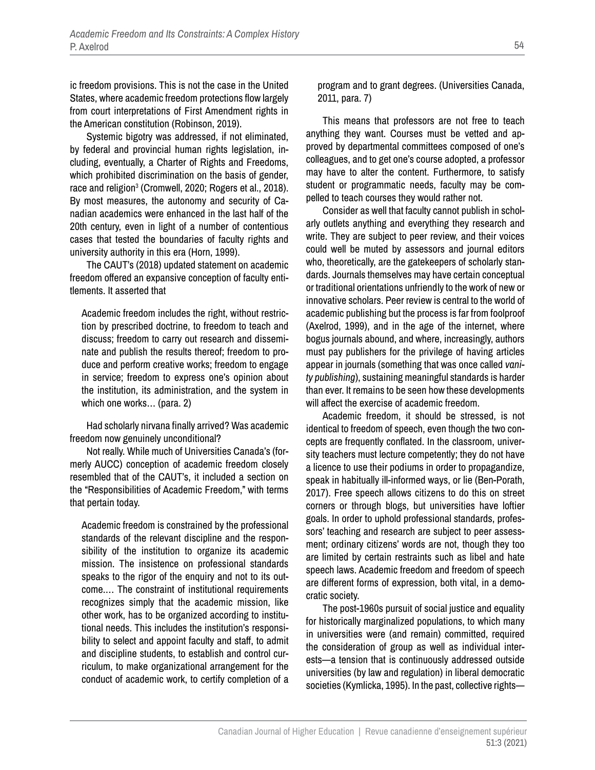ic freedom provisions. This is not the case in the United States, where academic freedom protections flow largely from court interpretations of First Amendment rights in the American constitution (Robinson, 2019).

Systemic bigotry was addressed, if not eliminated, by federal and provincial human rights legislation, including, eventually, a Charter of Rights and Freedoms, which prohibited discrimination on the basis of gender, race and religion[3] (Cromwell, 2020; Rogers et al., 2018). By most measures, the autonomy and security of Canadian academics were enhanced in the last half of the 20th century, even in light of a number of contentious cases that tested the boundaries of faculty rights and university authority in this era (Horn, 1999).

The CAUT's (2018) updated statement on academic freedom offered an expansive conception of faculty entitlements. It asserted that

> Academic freedom includes the right, without restriction by prescribed doctrine, to freedom to teach and discuss; freedom to carry out research and disseminate and publish the results thereof; freedom to produce and perform creative works; freedom to engage in service; freedom to express one's opinion about the institution, its administration, and the system in which one works… (para. 2)

Had scholarly nirvana finally arrived? Was academic freedom now genuinely unconditional?

Not really. While much of Universities Canada's (formerly AUCC) conception of academic freedom closely resembled that of the CAUT's, it included a section on the "Responsibilities of Academic Freedom," with terms that pertain today.

> Academic freedom is constrained by the professional standards of the relevant discipline and the responsibility of the institution to organize its academic mission. The insistence on professional standards speaks to the rigor of the enquiry and not to its outcome.… The constraint of institutional requirements recognizes simply that the academic mission, like other work, has to be organized according to institutional needs. This includes the institution's responsibility to select and appoint faculty and staff, to admit and discipline students, to establish and control curriculum, to make organizational arrangement for the conduct of academic work, to certify completion of a program and to grant degrees. (Universities Canada, 2011, para. 7)

This means that professors are not free to teach anything they want. Courses must be vetted and approved by departmental committees composed of one's colleagues, and to get one's course adopted, a professor may have to alter the content. Furthermore, to satisfy student or programmatic needs, faculty may be compelled to teach courses they would rather not.

Consider as well that faculty cannot publish in scholarly outlets anything and everything they research and write. They are subject to peer review, and their voices could well be muted by assessors and journal editors who, theoretically, are the gatekeepers of scholarly standards. Journals themselves may have certain conceptual or traditional orientations unfriendly to the work of new or innovative scholars. Peer review is central to the world of academic publishing but the process is far from foolproof (Axelrod, 1999), and in the age of the internet, where bogus journals abound, and where, increasingly, authors must pay publishers for the privilege of having articles appear in journals (something that was once called *vanity publishing*), sustaining meaningful standards is harder than ever. It remains to be seen how these developments will affect the exercise of academic freedom.

Academic freedom, it should be stressed, is not identical to freedom of speech, even though the two concepts are frequently conflated. In the classroom, university teachers must lecture competently; they do not have a licence to use their podiums in order to propagandize, speak in habitually ill-informed ways, or lie (Ben-Porath, 2017). Free speech allows citizens to do this on street corners or through blogs, but universities have loftier goals. In order to uphold professional standards, professors' teaching and research are subject to peer assessment; ordinary citizens' words are not, though they too are limited by certain restraints such as libel and hate speech laws. Academic freedom and freedom of speech are different forms of expression, both vital, in a democratic society.

The post-1960s pursuit of social justice and equality for historically marginalized populations, to which many in universities were (and remain) committed, required the consideration of group as well as individual interests—a tension that is continuously addressed outside universities (by law and regulation) in liberal democratic societies (Kymlicka, 1995). In the past, collective rights—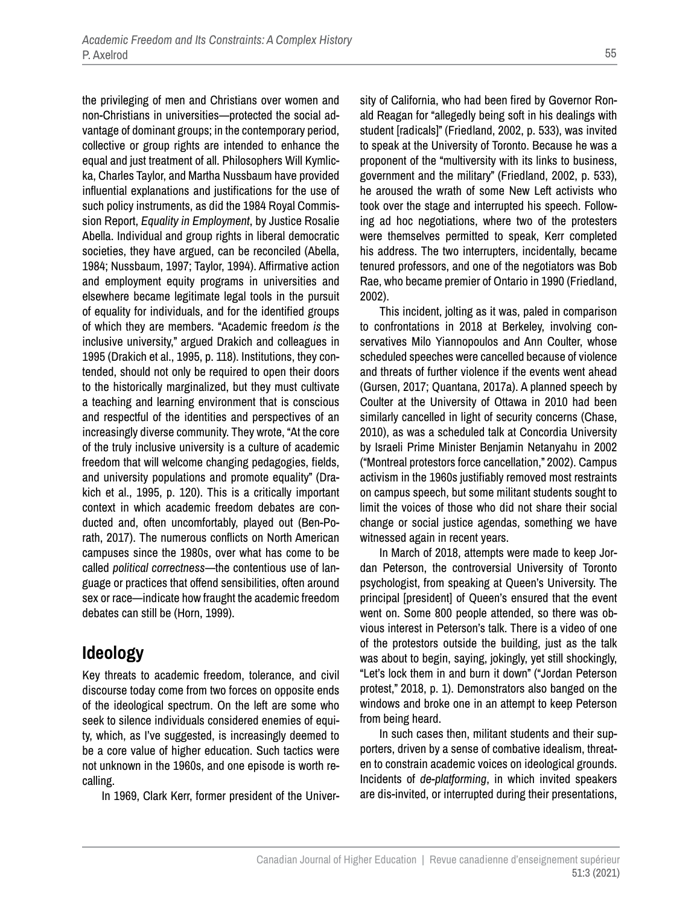the privileging of men and Christians over women and non-Christians in universities—protected the social advantage of dominant groups; in the contemporary period, collective or group rights are intended to enhance the equal and just treatment of all. Philosophers Will Kymlicka, Charles Taylor, and Martha Nussbaum have provided influential explanations and justifications for the use of such policy instruments, as did the 1984 Royal Commission Report, *Equality in Employment*, by Justice Rosalie Abella. Individual and group rights in liberal democratic societies, they have argued, can be reconciled (Abella, 1984; Nussbaum, 1997; Taylor, 1994). Affirmative action and employment equity programs in universities and elsewhere became legitimate legal tools in the pursuit of equality for individuals, and for the identified groups of which they are members. "Academic freedom *is* the inclusive university," argued Drakich and colleagues in 1995 (Drakich et al., 1995, p. 118). Institutions, they contended, should not only be required to open their doors to the historically marginalized, but they must cultivate a teaching and learning environment that is conscious and respectful of the identities and perspectives of an increasingly diverse community. They wrote, "At the core of the truly inclusive university is a culture of academic freedom that will welcome changing pedagogies, fields, and university populations and promote equality" (Drakich et al., 1995, p. 120). This is a critically important context in which academic freedom debates are conducted and, often uncomfortably, played out (Ben-Porath, 2017). The numerous conflicts on North American campuses since the 1980s, over what has come to be called *political correctness*—the contentious use of language or practices that offend sensibilities, often around sex or race—indicate how fraught the academic freedom debates can still be (Horn, 1999).

## Ideology

Key threats to academic freedom, tolerance, and civil discourse today come from two forces on opposite ends of the ideological spectrum. On the left are some who seek to silence individuals considered enemies of equity, which, as I've suggested, is increasingly deemed to be a core value of higher education. Such tactics were not unknown in the 1960s, and one episode is worth recalling.

In 1969, Clark Kerr, former president of the University of California, who had been fired by Governor Ronald Reagan for "allegedly being soft in his dealings with student [radicals]" (Friedland, 2002, p. 533), was invited to speak at the University of Toronto. Because he was a proponent of the "multiversity with its links to business, government and the military" (Friedland, 2002, p. 533), he aroused the wrath of some New Left activists who took over the stage and interrupted his speech. Following ad hoc negotiations, where two of the protesters were themselves permitted to speak, Kerr completed his address. The two interrupters, incidentally, became tenured professors, and one of the negotiators was Bob Rae, who became premier of Ontario in 1990 (Friedland, 2002).

This incident, jolting as it was, paled in comparison to confrontations in 2018 at Berkeley, involving conservatives Milo Yiannopoulos and Ann Coulter, whose scheduled speeches were cancelled because of violence and threats of further violence if the events went ahead (Gursen, 2017; Quantana, 2017a). A planned speech by Coulter at the University of Ottawa in 2010 had been similarly cancelled in light of security concerns (Chase, 2010), as was a scheduled talk at Concordia University by Israeli Prime Minister Benjamin Netanyahu in 2002 ("Montreal protestors force cancellation," 2002). Campus activism in the 1960s justifiably removed most restraints on campus speech, but some militant students sought to limit the voices of those who did not share their social change or social justice agendas, something we have witnessed again in recent years.

In March of 2018, attempts were made to keep Jordan Peterson, the controversial University of Toronto psychologist, from speaking at Queen's University. The principal [president] of Queen's ensured that the event went on. Some 800 people attended, so there was obvious interest in Peterson's talk. There is a video of one of the protestors outside the building, just as the talk was about to begin, saying, jokingly, yet still shockingly, "Let's lock them in and burn it down" ("Jordan Peterson protest," 2018, p. 1). Demonstrators also banged on the windows and broke one in an attempt to keep Peterson from being heard.

In such cases then, militant students and their supporters, driven by a sense of combative idealism, threaten to constrain academic voices on ideological grounds. Incidents of *de-platforming*, in which invited speakers are dis-invited, or interrupted during their presentations,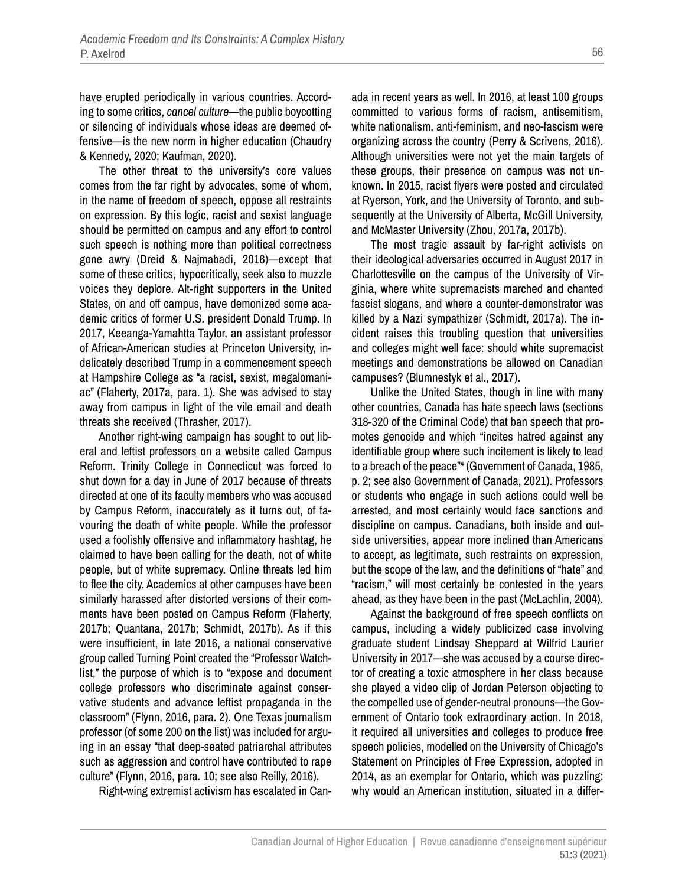have erupted periodically in various countries. According to some critics, *cancel culture*—the public boycotting or silencing of individuals whose ideas are deemed offensive—is the new norm in higher education (Chaudry & Kennedy, 2020; Kaufman, 2020).

The other threat to the university's core values comes from the far right by advocates, some of whom, in the name of freedom of speech, oppose all restraints on expression. By this logic, racist and sexist language should be permitted on campus and any effort to control such speech is nothing more than political correctness gone awry (Dreid & Najmabadi, 2016)—except that some of these critics, hypocritically, seek also to muzzle voices they deplore. Alt-right supporters in the United States, on and off campus, have demonized some academic critics of former U.S. president Donald Trump. In 2017, Keeanga-Yamahtta Taylor, an assistant professor of African-American studies at Princeton University, indelicately described Trump in a commencement speech at Hampshire College as "a racist, sexist, megalomaniac" (Flaherty, 2017a, para. 1). She was advised to stay away from campus in light of the vile email and death threats she received (Thrasher, 2017).

Another right-wing campaign has sought to out liberal and leftist professors on a website called Campus Reform. Trinity College in Connecticut was forced to shut down for a day in June of 2017 because of threats directed at one of its faculty members who was accused by Campus Reform, inaccurately as it turns out, of favouring the death of white people. While the professor used a foolishly offensive and inflammatory hashtag, he claimed to have been calling for the death, not of white people, but of white supremacy. Online threats led him to flee the city. Academics at other campuses have been similarly harassed after distorted versions of their comments have been posted on Campus Reform (Flaherty, 2017b; Quantana, 2017b; Schmidt, 2017b). As if this were insufficient, in late 2016, a national conservative group called Turning Point created the "Professor Watchlist," the purpose of which is to "expose and document college professors who discriminate against conservative students and advance leftist propaganda in the classroom" (Flynn, 2016, para. 2). One Texas journalism professor (of some 200 on the list) was included for arguing in an essay "that deep-seated patriarchal attributes such as aggression and control have contributed to rape culture" (Flynn, 2016, para. 10; see also Reilly, 2016).

Right-wing extremist activism has escalated in Canada in recent years as well. In 2016, at least 100 groups committed to various forms of racism, antisemitism, white nationalism, anti-feminism, and neo-fascism were organizing across the country (Perry & Scrivens, 2016). Although universities were not yet the main targets of these groups, their presence on campus was not unknown. In 2015, racist flyers were posted and circulated at Ryerson, York, and the University of Toronto, and subsequently at the University of Alberta, McGill University, and McMaster University (Zhou, 2017a, 2017b).

The most tragic assault by far-right activists on their ideological adversaries occurred in August 2017 in Charlottesville on the campus of the University of Virginia, where white supremacists marched and chanted fascist slogans, and where a counter-demonstrator was killed by a Nazi sympathizer (Schmidt, 2017a). The incident raises this troubling question that universities and colleges might well face: should white supremacist meetings and demonstrations be allowed on Canadian campuses? (Blumnestyk et al., 2017).

Unlike the United States, though in line with many other countries, Canada has hate speech laws (sections 318-320 of the Criminal Code) that ban speech that promotes genocide and which "incites hatred against any identifiable group where such incitement is likely to lead to a breach of the peace"[4] (Government of Canada, 1985, p. 2; see also Government of Canada, 2021). Professors or students who engage in such actions could well be arrested, and most certainly would face sanctions and discipline on campus. Canadians, both inside and outside universities, appear more inclined than Americans to accept, as legitimate, such restraints on expression, but the scope of the law, and the definitions of "hate" and "racism," will most certainly be contested in the years ahead, as they have been in the past (McLachlin, 2004).

Against the background of free speech conflicts on campus, including a widely publicized case involving graduate student Lindsay Sheppard at Wilfrid Laurier University in 2017—she was accused by a course director of creating a toxic atmosphere in her class because she played a video clip of Jordan Peterson objecting to the compelled use of gender-neutral pronouns—the Government of Ontario took extraordinary action. In 2018, it required all universities and colleges to produce free speech policies, modelled on the University of Chicago's Statement on Principles of Free Expression, adopted in 2014, as an exemplar for Ontario, which was puzzling: why would an American institution, situated in a differ-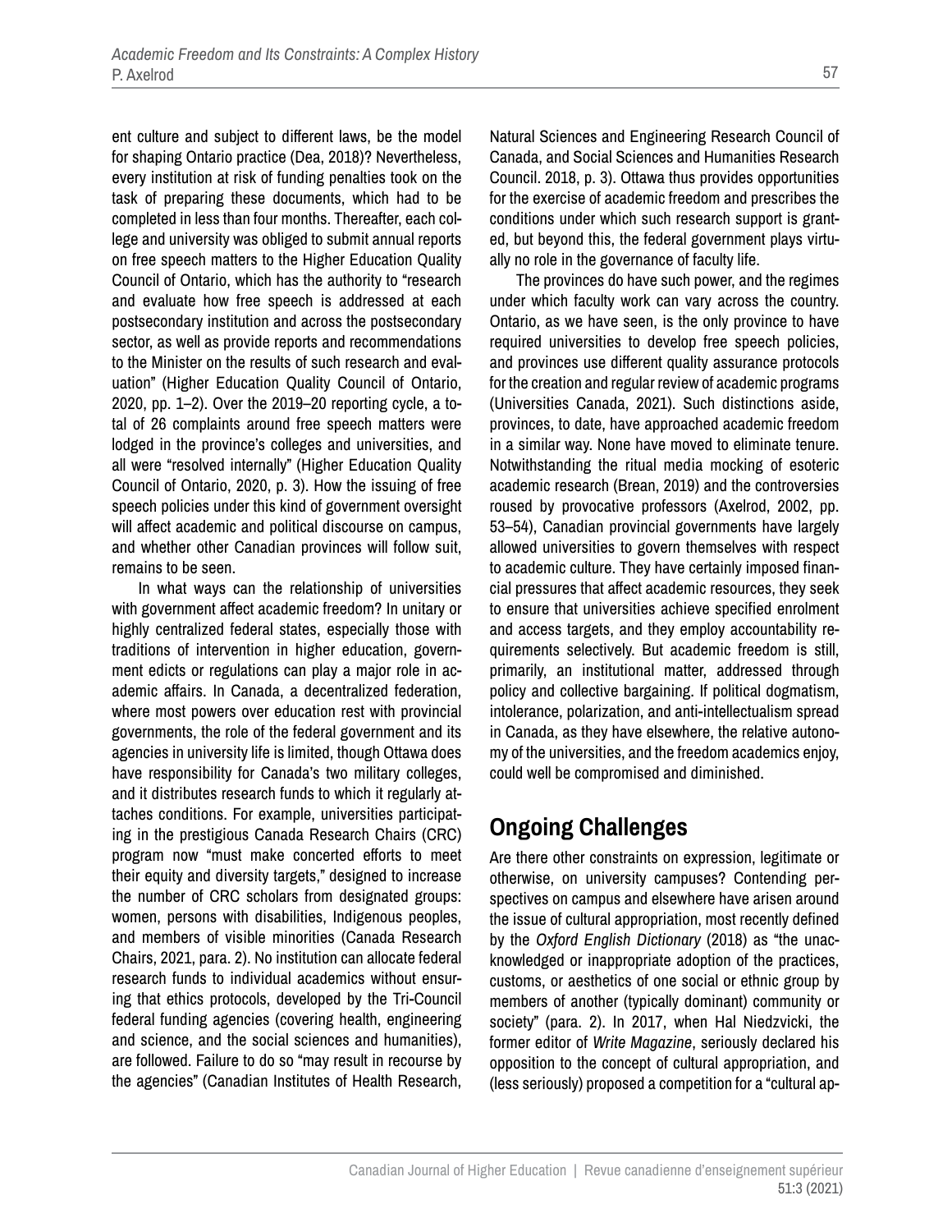ent culture and subject to different laws, be the model for shaping Ontario practice (Dea, 2018)? Nevertheless, every institution at risk of funding penalties took on the task of preparing these documents, which had to be completed in less than four months. Thereafter, each college and university was obliged to submit annual reports on free speech matters to the Higher Education Quality Council of Ontario, which has the authority to "research and evaluate how free speech is addressed at each postsecondary institution and across the postsecondary sector, as well as provide reports and recommendations to the Minister on the results of such research and evaluation" (Higher Education Quality Council of Ontario, 2020, pp. 1–2). Over the 2019–20 reporting cycle, a total of 26 complaints around free speech matters were lodged in the province's colleges and universities, and all were "resolved internally" (Higher Education Quality Council of Ontario, 2020, p. 3). How the issuing of free speech policies under this kind of government oversight will affect academic and political discourse on campus, and whether other Canadian provinces will follow suit, remains to be seen.

In what ways can the relationship of universities with government affect academic freedom? In unitary or highly centralized federal states, especially those with traditions of intervention in higher education, government edicts or regulations can play a major role in academic affairs. In Canada, a decentralized federation, where most powers over education rest with provincial governments, the role of the federal government and its agencies in university life is limited, though Ottawa does have responsibility for Canada's two military colleges, and it distributes research funds to which it regularly attaches conditions. For example, universities participating in the prestigious Canada Research Chairs (CRC) program now "must make concerted efforts to meet their equity and diversity targets," designed to increase the number of CRC scholars from designated groups: women, persons with disabilities, Indigenous peoples, and members of visible minorities (Canada Research Chairs, 2021, para. 2). No institution can allocate federal research funds to individual academics without ensuring that ethics protocols, developed by the Tri-Council federal funding agencies (covering health, engineering and science, and the social sciences and humanities), are followed. Failure to do so "may result in recourse by the agencies" (Canadian Institutes of Health Research, Natural Sciences and Engineering Research Council of Canada, and Social Sciences and Humanities Research Council. 2018, p. 3). Ottawa thus provides opportunities for the exercise of academic freedom and prescribes the conditions under which such research support is granted, but beyond this, the federal government plays virtually no role in the governance of faculty life.

The provinces do have such power, and the regimes under which faculty work can vary across the country. Ontario, as we have seen, is the only province to have required universities to develop free speech policies, and provinces use different quality assurance protocols for the creation and regular review of academic programs (Universities Canada, 2021). Such distinctions aside, provinces, to date, have approached academic freedom in a similar way. None have moved to eliminate tenure. Notwithstanding the ritual media mocking of esoteric academic research (Brean, 2019) and the controversies roused by provocative professors (Axelrod, 2002, pp. 53–54), Canadian provincial governments have largely allowed universities to govern themselves with respect to academic culture. They have certainly imposed financial pressures that affect academic resources, they seek to ensure that universities achieve specified enrolment and access targets, and they employ accountability requirements selectively. But academic freedom is still, primarily, an institutional matter, addressed through policy and collective bargaining. If political dogmatism, intolerance, polarization, and anti-intellectualism spread in Canada, as they have elsewhere, the relative autonomy of the universities, and the freedom academics enjoy, could well be compromised and diminished.

## Ongoing Challenges

Are there other constraints on expression, legitimate or otherwise, on university campuses? Contending perspectives on campus and elsewhere have arisen around the issue of cultural appropriation, most recently defined by the *Oxford English Dictionary* (2018) as "the unacknowledged or inappropriate adoption of the practices, customs, or aesthetics of one social or ethnic group by members of another (typically dominant) community or society" (para. 2). In 2017, when Hal Niedzvicki, the former editor of *Write Magazine*, seriously declared his opposition to the concept of cultural appropriation, and (less seriously) proposed a competition for a "cultural ap-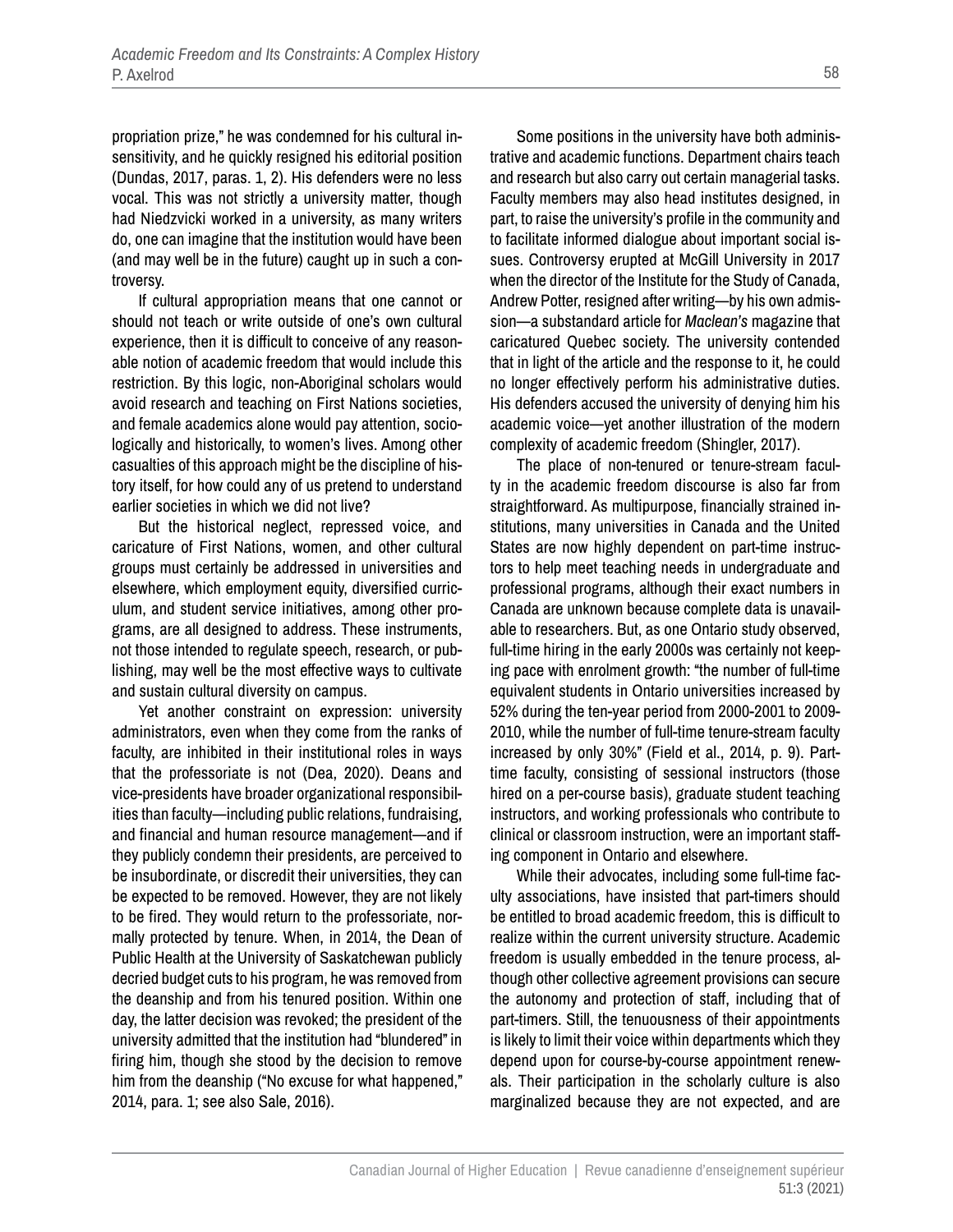propriation prize," he was condemned for his cultural insensitivity, and he quickly resigned his editorial position (Dundas, 2017, paras. 1, 2). His defenders were no less vocal. This was not strictly a university matter, though had Niedzvicki worked in a university, as many writers do, one can imagine that the institution would have been (and may well be in the future) caught up in such a controversy.

If cultural appropriation means that one cannot or should not teach or write outside of one's own cultural experience, then it is difficult to conceive of any reasonable notion of academic freedom that would include this restriction. By this logic, non-Aboriginal scholars would avoid research and teaching on First Nations societies, and female academics alone would pay attention, sociologically and historically, to women's lives. Among other casualties of this approach might be the discipline of history itself, for how could any of us pretend to understand earlier societies in which we did not live?

But the historical neglect, repressed voice, and caricature of First Nations, women, and other cultural groups must certainly be addressed in universities and elsewhere, which employment equity, diversified curriculum, and student service initiatives, among other programs, are all designed to address. These instruments, not those intended to regulate speech, research, or publishing, may well be the most effective ways to cultivate and sustain cultural diversity on campus.

Yet another constraint on expression: university administrators, even when they come from the ranks of faculty, are inhibited in their institutional roles in ways that the professoriate is not (Dea, 2020). Deans and vice-presidents have broader organizational responsibilities than faculty—including public relations, fundraising, and financial and human resource management—and if they publicly condemn their presidents, are perceived to be insubordinate, or discredit their universities, they can be expected to be removed. However, they are not likely to be fired. They would return to the professoriate, normally protected by tenure. When, in 2014, the Dean of Public Health at the University of Saskatchewan publicly decried budget cuts to his program, he was removed from the deanship and from his tenured position. Within one day, the latter decision was revoked; the president of the university admitted that the institution had "blundered" in firing him, though she stood by the decision to remove him from the deanship ("No excuse for what happened," 2014, para. 1; see also Sale, 2016).

Some positions in the university have both administrative and academic functions. Department chairs teach and research but also carry out certain managerial tasks. Faculty members may also head institutes designed, in part, to raise the university's profile in the community and to facilitate informed dialogue about important social issues. Controversy erupted at McGill University in 2017 when the director of the Institute for the Study of Canada, Andrew Potter, resigned after writing—by his own admission—a substandard article for *Maclean's* magazine that caricatured Quebec society. The university contended that in light of the article and the response to it, he could no longer effectively perform his administrative duties. His defenders accused the university of denying him his academic voice—yet another illustration of the modern complexity of academic freedom (Shingler, 2017).

The place of non-tenured or tenure-stream faculty in the academic freedom discourse is also far from straightforward. As multipurpose, financially strained institutions, many universities in Canada and the United States are now highly dependent on part-time instructors to help meet teaching needs in undergraduate and professional programs, although their exact numbers in Canada are unknown because complete data is unavailable to researchers. But, as one Ontario study observed, full-time hiring in the early 2000s was certainly not keeping pace with enrolment growth: "the number of full-time equivalent students in Ontario universities increased by 52% during the ten-year period from 2000-2001 to 2009-2010, while the number of full-time tenure-stream faculty increased by only 30%" (Field et al., 2014, p. 9). Part-time faculty, consisting of sessional instructors (those hired on a per-course basis), graduate student teaching instructors, and working professionals who contribute to clinical or classroom instruction, were an important staffing component in Ontario and elsewhere.

While their advocates, including some full-time faculty associations, have insisted that part-timers should be entitled to broad academic freedom, this is difficult to realize within the current university structure. Academic freedom is usually embedded in the tenure process, although other collective agreement provisions can secure the autonomy and protection of staff, including that of part-timers. Still, the tenuousness of their appointments is likely to limit their voice within departments which they depend upon for course-by-course appointment renewals. Their participation in the scholarly culture is also marginalized because they are not expected, and are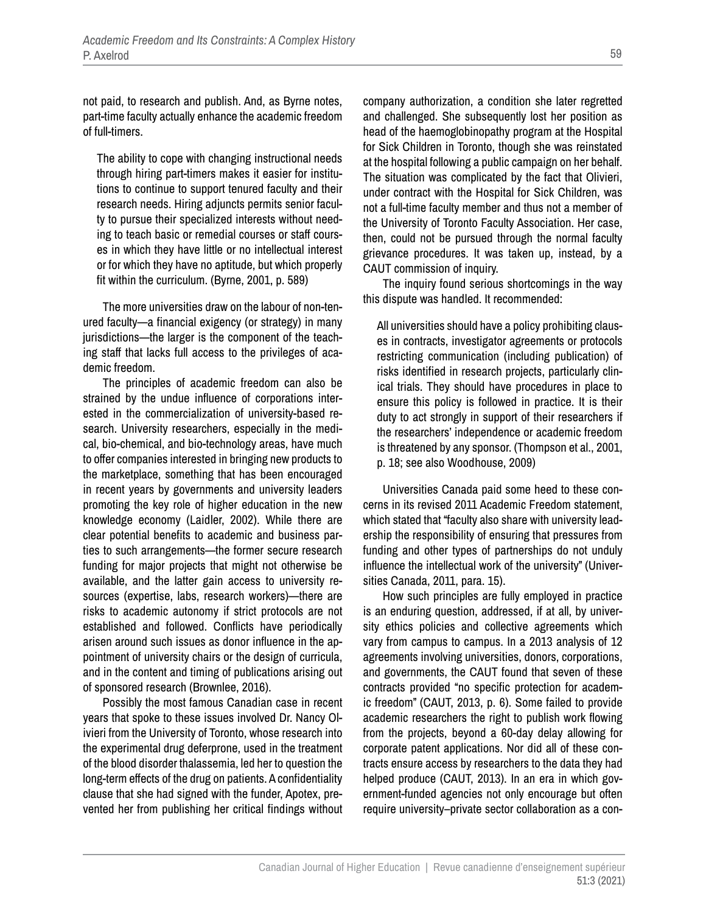not paid, to research and publish. And, as Byrne notes, part-time faculty actually enhance the academic freedom of full-timers.

> The ability to cope with changing instructional needs through hiring part-timers makes it easier for institutions to continue to support tenured faculty and their research needs. Hiring adjuncts permits senior faculty to pursue their specialized interests without needing to teach basic or remedial courses or staff courses in which they have little or no intellectual interest or for which they have no aptitude, but which properly fit within the curriculum. (Byrne, 2001, p. 589)

The more universities draw on the labour of non-tenured faculty—a financial exigency (or strategy) in many jurisdictions—the larger is the component of the teaching staff that lacks full access to the privileges of academic freedom.

The principles of academic freedom can also be strained by the undue influence of corporations interested in the commercialization of university-based research. University researchers, especially in the medical, bio-chemical, and bio-technology areas, have much to offer companies interested in bringing new products to the marketplace, something that has been encouraged in recent years by governments and university leaders promoting the key role of higher education in the new knowledge economy (Laidler, 2002). While there are clear potential benefits to academic and business parties to such arrangements—the former secure research funding for major projects that might not otherwise be available, and the latter gain access to university resources (expertise, labs, research workers)—there are risks to academic autonomy if strict protocols are not established and followed. Conflicts have periodically arisen around such issues as donor influence in the appointment of university chairs or the design of curricula, and in the content and timing of publications arising out of sponsored research (Brownlee, 2016).

Possibly the most famous Canadian case in recent years that spoke to these issues involved Dr. Nancy Olivieri from the University of Toronto, whose research into the experimental drug deferprone, used in the treatment of the blood disorder thalassemia, led her to question the long-term effects of the drug on patients. A confidentiality clause that she had signed with the funder, Apotex, prevented her from publishing her critical findings without company authorization, a condition she later regretted and challenged. She subsequently lost her position as head of the haemoglobinopathy program at the Hospital for Sick Children in Toronto, though she was reinstated at the hospital following a public campaign on her behalf. The situation was complicated by the fact that Olivieri, under contract with the Hospital for Sick Children, was not a full-time faculty member and thus not a member of the University of Toronto Faculty Association. Her case, then, could not be pursued through the normal faculty grievance procedures. It was taken up, instead, by a CAUT commission of inquiry.

The inquiry found serious shortcomings in the way this dispute was handled. It recommended:

> All universities should have a policy prohibiting clauses in contracts, investigator agreements or protocols restricting communication (including publication) of risks identified in research projects, particularly clinical trials. They should have procedures in place to ensure this policy is followed in practice. It is their duty to act strongly in support of their researchers if the researchers' independence or academic freedom is threatened by any sponsor. (Thompson et al., 2001, p. 18; see also Woodhouse, 2009)

Universities Canada paid some heed to these concerns in its revised 2011 Academic Freedom statement, which stated that "faculty also share with university leadership the responsibility of ensuring that pressures from funding and other types of partnerships do not unduly influence the intellectual work of the university" (Universities Canada, 2011, para. 15).

How such principles are fully employed in practice is an enduring question, addressed, if at all, by university ethics policies and collective agreements which vary from campus to campus. In a 2013 analysis of 12 agreements involving universities, donors, corporations, and governments, the CAUT found that seven of these contracts provided "no specific protection for academic freedom" (CAUT, 2013, p. 6). Some failed to provide academic researchers the right to publish work flowing from the projects, beyond a 60-day delay allowing for corporate patent applications. Nor did all of these contracts ensure access by researchers to the data they had helped produce (CAUT, 2013). In an era in which government-funded agencies not only encourage but often require university–private sector collaboration as a con-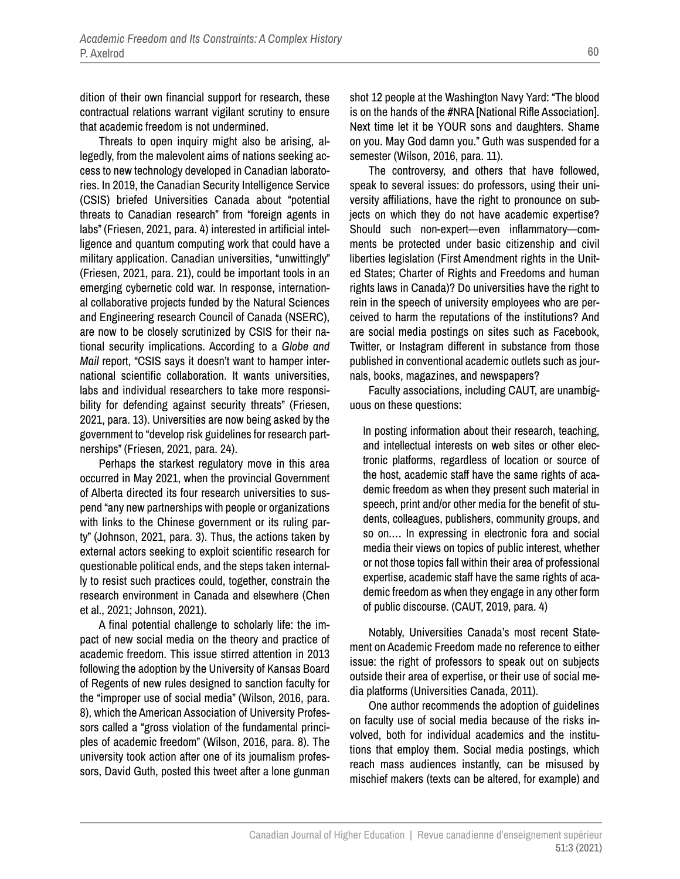dition of their own financial support for research, these contractual relations warrant vigilant scrutiny to ensure that academic freedom is not undermined.

Threats to open inquiry might also be arising, allegedly, from the malevolent aims of nations seeking access to new technology developed in Canadian laboratories. In 2019, the Canadian Security Intelligence Service (CSIS) briefed Universities Canada about "potential threats to Canadian research" from "foreign agents in labs" (Friesen, 2021, para. 4) interested in artificial intelligence and quantum computing work that could have a military application. Canadian universities, "unwittingly" (Friesen, 2021, para. 21), could be important tools in an emerging cybernetic cold war. In response, international collaborative projects funded by the Natural Sciences and Engineering research Council of Canada (NSERC), are now to be closely scrutinized by CSIS for their national security implications. According to a *Globe and Mail* report, "CSIS says it doesn't want to hamper international scientific collaboration. It wants universities, labs and individual researchers to take more responsibility for defending against security threats" (Friesen, 2021, para. 13). Universities are now being asked by the government to "develop risk guidelines for research partnerships" (Friesen, 2021, para. 24).

Perhaps the starkest regulatory move in this area occurred in May 2021, when the provincial Government of Alberta directed its four research universities to suspend "any new partnerships with people or organizations with links to the Chinese government or its ruling party" (Johnson, 2021, para. 3). Thus, the actions taken by external actors seeking to exploit scientific research for questionable political ends, and the steps taken internally to resist such practices could, together, constrain the research environment in Canada and elsewhere (Chen et al., 2021; Johnson, 2021).

A final potential challenge to scholarly life: the impact of new social media on the theory and practice of academic freedom. This issue stirred attention in 2013 following the adoption by the University of Kansas Board of Regents of new rules designed to sanction faculty for the "improper use of social media" (Wilson, 2016, para. 8), which the American Association of University Professors called a "gross violation of the fundamental principles of academic freedom" (Wilson, 2016, para. 8). The university took action after one of its journalism professors, David Guth, posted this tweet after a lone gunman shot 12 people at the Washington Navy Yard: "The blood is on the hands of the #NRA [National Rifle Association]. Next time let it be YOUR sons and daughters. Shame on you. May God damn you." Guth was suspended for a semester (Wilson, 2016, para. 11).

The controversy, and others that have followed, speak to several issues: do professors, using their university affiliations, have the right to pronounce on subjects on which they do not have academic expertise? Should such non-expert—even inflammatory—comments be protected under basic citizenship and civil liberties legislation (First Amendment rights in the United States; Charter of Rights and Freedoms and human rights laws in Canada)? Do universities have the right to rein in the speech of university employees who are perceived to harm the reputations of the institutions? And are social media postings on sites such as Facebook, Twitter, or Instagram different in substance from those published in conventional academic outlets such as journals, books, magazines, and newspapers?

Faculty associations, including CAUT, are unambiguous on these questions:

> In posting information about their research, teaching, and intellectual interests on web sites or other electronic platforms, regardless of location or source of the host, academic staff have the same rights of academic freedom as when they present such material in speech, print and/or other media for the benefit of students, colleagues, publishers, community groups, and so on.… In expressing in electronic fora and social media their views on topics of public interest, whether or not those topics fall within their area of professional expertise, academic staff have the same rights of academic freedom as when they engage in any other form of public discourse. (CAUT, 2019, para. 4)

Notably, Universities Canada's most recent Statement on Academic Freedom made no reference to either issue: the right of professors to speak out on subjects outside their area of expertise, or their use of social media platforms (Universities Canada, 2011).

One author recommends the adoption of guidelines on faculty use of social media because of the risks involved, both for individual academics and the institutions that employ them. Social media postings, which reach mass audiences instantly, can be misused by mischief makers (texts can be altered, for example) and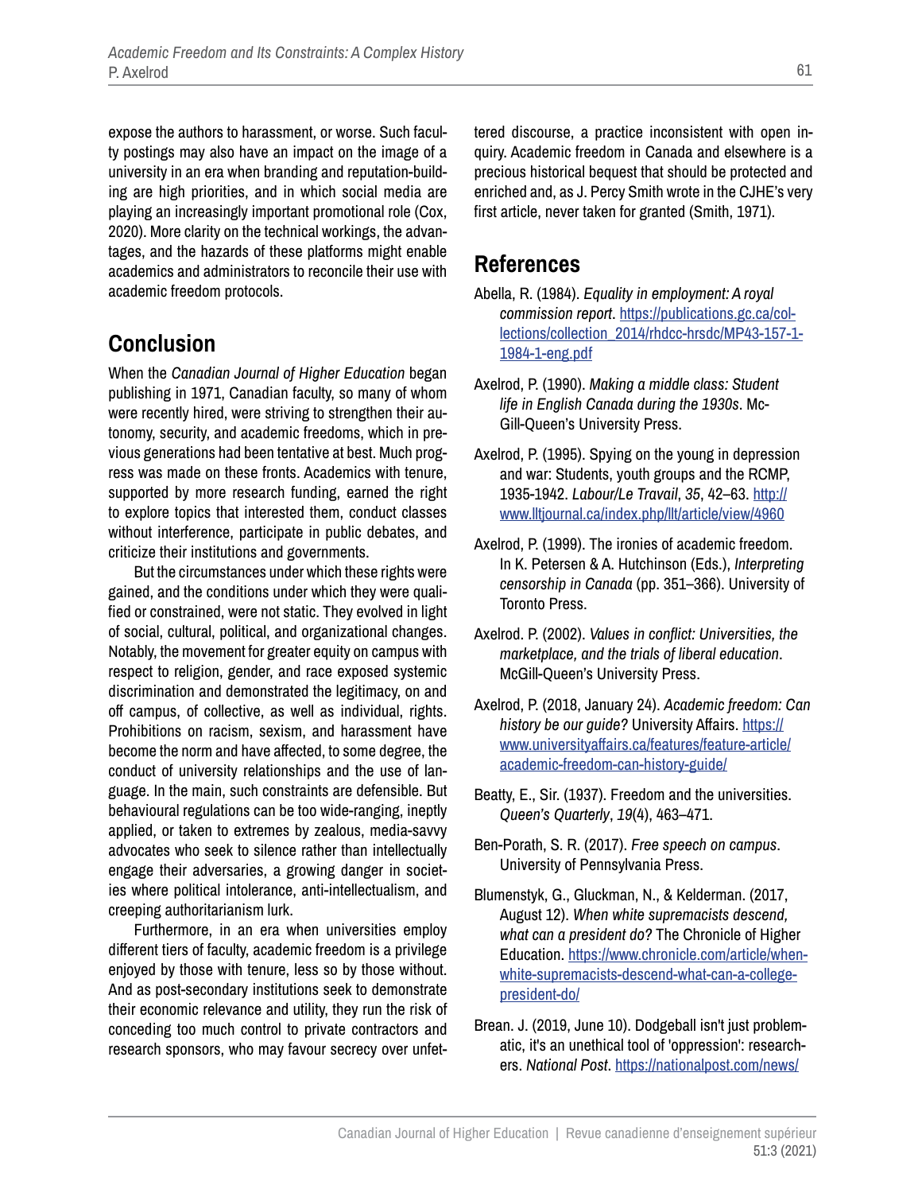expose the authors to harassment, or worse. Such faculty postings may also have an impact on the image of a university in an era when branding and reputation-building are high priorities, and in which social media are playing an increasingly important promotional role (Cox, 2020). More clarity on the technical workings, the advantages, and the hazards of these platforms might enable academics and administrators to reconcile their use with academic freedom protocols.

## Conclusion

When the *Canadian Journal of Higher Education* began publishing in 1971, Canadian faculty, so many of whom were recently hired, were striving to strengthen their autonomy, security, and academic freedoms, which in previous generations had been tentative at best. Much progress was made on these fronts. Academics with tenure, supported by more research funding, earned the right to explore topics that interested them, conduct classes without interference, participate in public debates, and criticize their institutions and governments.

But the circumstances under which these rights were gained, and the conditions under which they were qualified or constrained, were not static. They evolved in light of social, cultural, political, and organizational changes. Notably, the movement for greater equity on campus with respect to religion, gender, and race exposed systemic discrimination and demonstrated the legitimacy, on and off campus, of collective, as well as individual, rights. Prohibitions on racism, sexism, and harassment have become the norm and have affected, to some degree, the conduct of university relationships and the use of language. In the main, such constraints are defensible. But behavioural regulations can be too wide-ranging, ineptly applied, or taken to extremes by zealous, media-savvy advocates who seek to silence rather than intellectually engage their adversaries, a growing danger in societies where political intolerance, anti-intellectualism, and creeping authoritarianism lurk.

Furthermore, in an era when universities employ different tiers of faculty, academic freedom is a privilege enjoyed by those with tenure, less so by those without. And as post-secondary institutions seek to demonstrate their economic relevance and utility, they run the risk of conceding too much control to private contractors and research sponsors, who may favour secrecy over unfettered discourse, a practice inconsistent with open inquiry. Academic freedom in Canada and elsewhere is a precious historical bequest that should be protected and enriched and, as J. Percy Smith wrote in the CJHE's very first article, never taken for granted (Smith, 1971).

## References

Abella, R. (1984). *Equality in employment: A royal commission report*. https://publications.gc.ca/collections/collection_2014/rhdcc-hrsdc/MP43-157-1-1984-1-eng.pdf

Axelrod, P. (1990). *Making a middle class: Student life in English Canada during the 1930s*. McGill-Queen's University Press.

Axelrod, P. (1995). Spying on the young in depression and war: Students, youth groups and the RCMP, 1935-1942. *Labour/Le Travail*, *35*, 42–63. http://www.lltjournal.ca/index.php/llt/article/view/4960

Axelrod, P. (1999). The ironies of academic freedom. In K. Petersen & A. Hutchinson (Eds.), *Interpreting censorship in Canada* (pp. 351–366). University of Toronto Press.

Axelrod. P. (2002). *Values in conflict: Universities, the marketplace, and the trials of liberal education*. McGill-Queen's University Press.

Axelrod, P. (2018, January 24). *Academic freedom: Can history be our guide?* University Affairs. https://www.universityaffairs.ca/features/feature-article/academic-freedom-can-history-guide/

Beatty, E., Sir. (1937). Freedom and the universities. *Queen's Quarterly*, *19*(4), 463–471.

Ben-Porath, S. R. (2017). *Free speech on campus*. University of Pennsylvania Press.

Blumenstyk, G., Gluckman, N., & Kelderman. (2017, August 12). *When white supremacists descend, what can a president do?* The Chronicle of Higher Education. https://www.chronicle.com/article/when-white-supremacists-descend-what-can-a-college-president-do/

Brean. J. (2019, June 10). Dodgeball isn't just problematic, it's an unethical tool of 'oppression': researchers. *National Post*. https://nationalpost.com/news/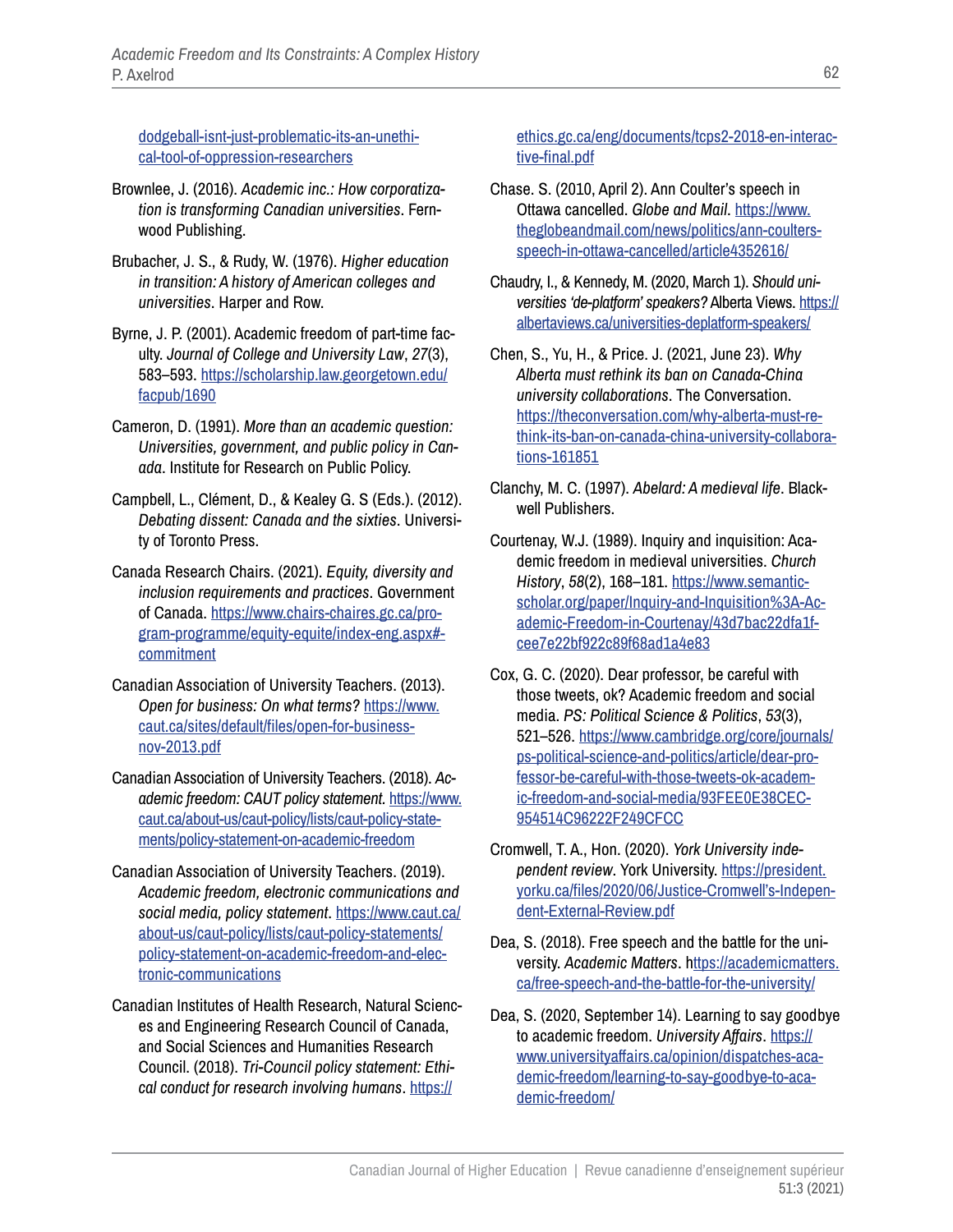dodgeball-isnt-just-problematic-its-an-unethical-tool-of-oppression-researchers

Brownlee, J. (2016). *Academic inc.: How corporatization is transforming Canadian universities*. Fernwood Publishing.

Brubacher, J. S., & Rudy, W. (1976). *Higher education in transition: A history of American colleges and universities*. Harper and Row.

Byrne, J. P. (2001). Academic freedom of part-time faculty. *Journal of College and University Law*, *27*(3), 583–593. https://scholarship.law.georgetown.edu/facpub/1690

Cameron, D. (1991). *More than an academic question: Universities, government, and public policy in Canada*. Institute for Research on Public Policy.

Campbell, L., Clément, D., & Kealey G. S (Eds.). (2012). *Debating dissent: Canada and the sixties*. University of Toronto Press.

Canada Research Chairs. (2021). *Equity, diversity and inclusion requirements and practices*. Government of Canada. https://www.chairs-chaires.gc.ca/program-programme/equity-equite/index-eng.aspx#-commitment

Canadian Association of University Teachers. (2013). *Open for business: On what terms?* https://www.caut.ca/sites/default/files/open-for-business-nov-2013.pdf

Canadian Association of University Teachers. (2018). *Academic freedom: CAUT policy statement.* https://www.caut.ca/about-us/caut-policy/lists/caut-policy-statements/policy-statement-on-academic-freedom

Canadian Association of University Teachers. (2019). *Academic freedom, electronic communications and social media, policy statement*. https://www.caut.ca/about-us/caut-policy/lists/caut-policy-statements/policy-statement-on-academic-freedom-and-electronic-communications

Canadian Institutes of Health Research, Natural Sciences and Engineering Research Council of Canada, and Social Sciences and Humanities Research Council. (2018). *Tri-Council policy statement: Ethical conduct for research involving humans*. https://ethics.gc.ca/eng/documents/tcps2-2018-en-interactive-final.pdf

Chase. S. (2010, April 2). Ann Coulter's speech in Ottawa cancelled. *Globe and Mail*. https://www.theglobeandmail.com/news/politics/ann-coulters-speech-in-ottawa-cancelled/article4352616/

Chaudry, I., & Kennedy, M. (2020, March 1). *Should universities 'de-platform' speakers?* Alberta Views. https://albertaviews.ca/universities-deplatform-speakers/

Chen, S., Yu, H., & Price. J. (2021, June 23). *Why Alberta must rethink its ban on Canada-China university collaborations*. The Conversation. https://theconversation.com/why-alberta-must-rethink-its-ban-on-canada-china-university-collaborations-161851

Clanchy, M. C. (1997). *Abelard: A medieval life*. Blackwell Publishers.

Courtenay, W.J. (1989). Inquiry and inquisition: Academic freedom in medieval universities. *Church History*, *58*(2), 168–181. https://www.semanticscholar.org/paper/Inquiry-and-Inquisition%3A-Academic-Freedom-in-Courtenay/43d7bac22dfa1fcee7e22bf922c89f68ad1a4e83

Cox, G. C. (2020). Dear professor, be careful with those tweets, ok? Academic freedom and social media. *PS: Political Science & Politics*, *53*(3), 521–526. https://www.cambridge.org/core/journals/ps-political-science-and-politics/article/dear-professor-be-careful-with-those-tweets-ok-academic-freedom-and-social-media/93FEE0E38CEC954514C96222F249CFCC

Cromwell, T. A., Hon. (2020). *York University independent review*. York University. https://president.yorku.ca/files/2020/06/Justice-Cromwell's-Independent-External-Review.pdf

Dea, S. (2018). Free speech and the battle for the university. *Academic Matters*. https://academicmatters.ca/free-speech-and-the-battle-for-the-university/

Dea, S. (2020, September 14). Learning to say goodbye to academic freedom. *University Affairs*. https://www.universityaffairs.ca/opinion/dispatches-academic-freedom/learning-to-say-goodbye-to-academic-freedom/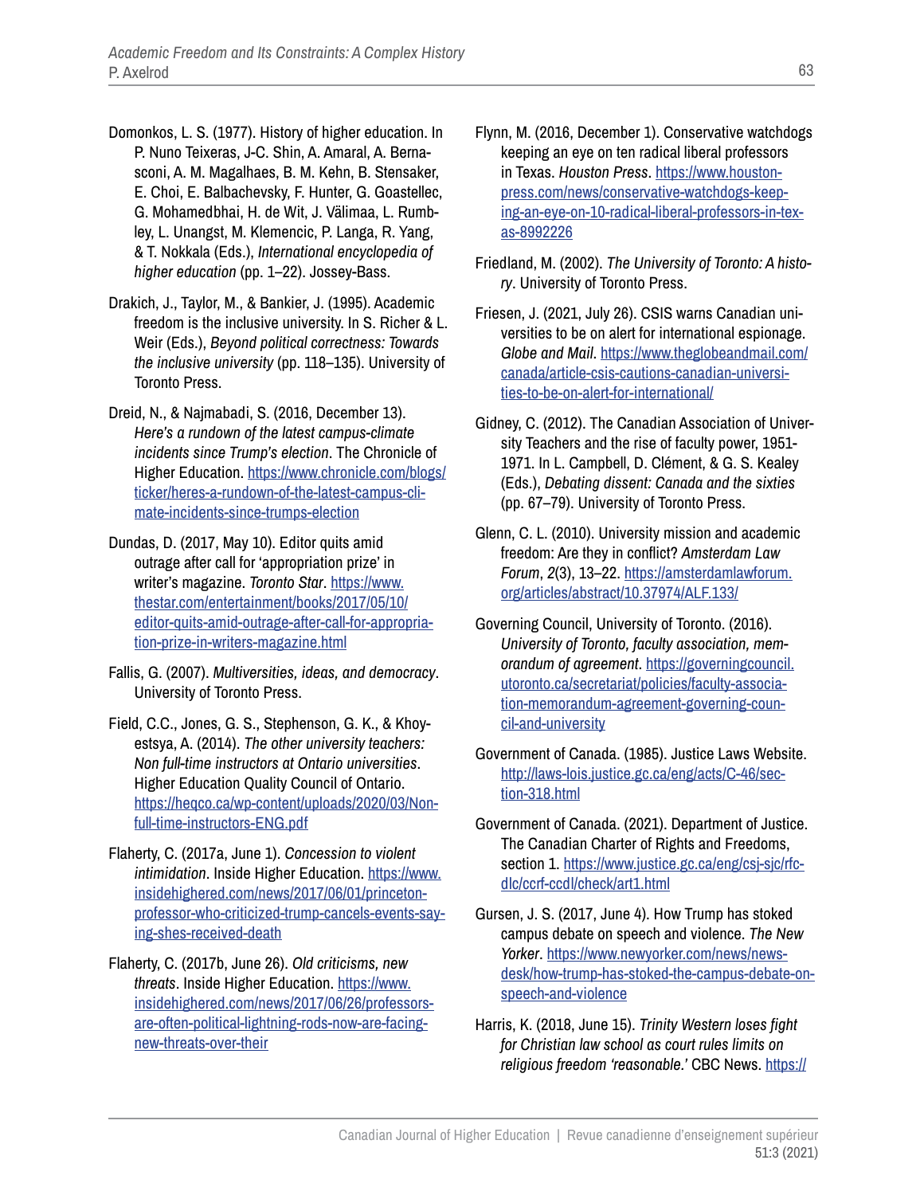Domonkos, L. S. (1977). History of higher education. In P. Nuno Teixeras, J-C. Shin, A. Amaral, A. Bernasconi, A. M. Magalhaes, B. M. Kehn, B. Stensaker, E. Choi, E. Balbachevsky, F. Hunter, G. Goastellec, G. Mohamedbhai, H. de Wit, J. Välimaa, L. Rumbley, L. Unangst, M. Klemencic, P. Langa, R. Yang, & T. Nokkala (Eds.), *International encyclopedia of higher education* (pp. 1–22). Jossey-Bass.

Drakich, J., Taylor, M., & Bankier, J. (1995). Academic freedom is the inclusive university. In S. Richer & L. Weir (Eds.), *Beyond political correctness: Towards the inclusive university* (pp. 118–135). University of Toronto Press.

Dreid, N., & Najmabadi, S. (2016, December 13). *Here's a rundown of the latest campus-climate incidents since Trump's election*. The Chronicle of Higher Education. https://www.chronicle.com/blogs/ticker/heres-a-rundown-of-the-latest-campus-climate-incidents-since-trumps-election

Dundas, D. (2017, May 10). Editor quits amid outrage after call for 'appropriation prize' in writer's magazine. *Toronto Star*. https://www.thestar.com/entertainment/books/2017/05/10/editor-quits-amid-outrage-after-call-for-appropriation-prize-in-writers-magazine.html

Fallis, G. (2007). *Multiversities, ideas, and democracy*. University of Toronto Press.

Field, C.C., Jones, G. S., Stephenson, G. K., & Khoyestsya, A. (2014). *The other university teachers: Non full-time instructors at Ontario universities*. Higher Education Quality Council of Ontario. https://heqco.ca/wp-content/uploads/2020/03/Non-full-time-instructors-ENG.pdf

Flaherty, C. (2017a, June 1). *Concession to violent intimidation*. Inside Higher Education. https://www.insidehighered.com/news/2017/06/01/princeton-professor-who-criticized-trump-cancels-events-saying-shes-received-death

Flaherty, C. (2017b, June 26). *Old criticisms, new threats*. Inside Higher Education. https://www.insidehighered.com/news/2017/06/26/professors-are-often-political-lightning-rods-now-are-facing-new-threats-over-their

Flynn, M. (2016, December 1). Conservative watchdogs keeping an eye on ten radical liberal professors in Texas. *Houston Press*. https://www.houstonpress.com/news/conservative-watchdogs-keeping-an-eye-on-10-radical-liberal-professors-in-texas-8992226

Friedland, M. (2002). *The University of Toronto: A history*. University of Toronto Press.

Friesen, J. (2021, July 26). CSIS warns Canadian universities to be on alert for international espionage. *Globe and Mail*. https://www.theglobeandmail.com/canada/article-csis-cautions-canadian-universities-to-be-on-alert-for-international/

Gidney, C. (2012). The Canadian Association of University Teachers and the rise of faculty power, 1951-1971. In L. Campbell, D. Clément, & G. S. Kealey (Eds.), *Debating dissent: Canada and the sixties* (pp. 67–79). University of Toronto Press.

Glenn, C. L. (2010). University mission and academic freedom: Are they in conflict? *Amsterdam Law Forum*, *2*(3), 13–22. https://amsterdamlawforum.org/articles/abstract/10.37974/ALF.133/

Governing Council, University of Toronto. (2016). *University of Toronto, faculty association, memorandum of agreement*. https://governingcouncil.utoronto.ca/secretariat/policies/faculty-association-memorandum-agreement-governing-council-and-university

Government of Canada. (1985). Justice Laws Website. http://laws-lois.justice.gc.ca/eng/acts/C-46/section-318.html

Government of Canada. (2021). Department of Justice. The Canadian Charter of Rights and Freedoms, section 1. https://www.justice.gc.ca/eng/csj-sjc/rfc-dlc/ccrf-ccdl/check/art1.html

Gursen, J. S. (2017, June 4). How Trump has stoked campus debate on speech and violence. *The New Yorker*. https://www.newyorker.com/news/news-desk/how-trump-has-stoked-the-campus-debate-on-speech-and-violence

Harris, K. (2018, June 15). *Trinity Western loses fight for Christian law school as court rules limits on religious freedom 'reasonable.'* CBC News. https://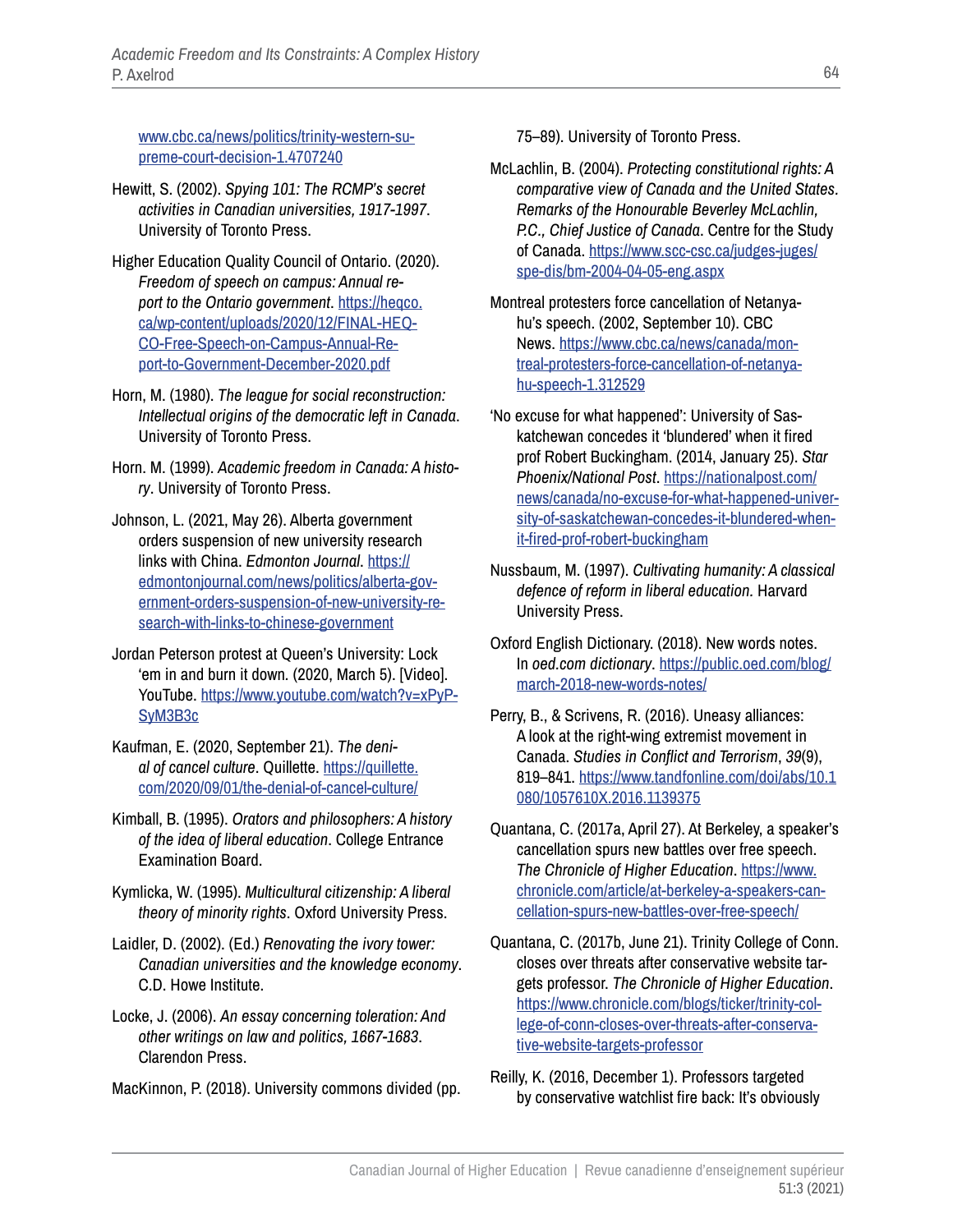www.cbc.ca/news/politics/trinity-western-supreme-court-decision-1.4707240

Hewitt, S. (2002). *Spying 101: The RCMP's secret activities in Canadian universities, 1917-1997*. University of Toronto Press.

Higher Education Quality Council of Ontario. (2020). *Freedom of speech on campus: Annual report to the Ontario government*. https://heqco.ca/wp-content/uploads/2020/12/FINAL-HEQCO-Free-Speech-on-Campus-Annual-Report-to-Government-December-2020.pdf

Horn, M. (1980). *The league for social reconstruction: Intellectual origins of the democratic left in Canada*. University of Toronto Press.

Horn. M. (1999). *Academic freedom in Canada: A history*. University of Toronto Press.

Johnson, L. (2021, May 26). Alberta government orders suspension of new university research links with China. *Edmonton Journal*. https://edmontonjournal.com/news/politics/alberta-government-orders-suspension-of-new-university-research-with-links-to-chinese-government

Jordan Peterson protest at Queen's University: Lock 'em in and burn it down. (2020, March 5). [Video]. YouTube. https://www.youtube.com/watch?v=xPyPSyM3B3c

Kaufman, E. (2020, September 21). *The denial of cancel culture*. Quillette. https://quillette.com/2020/09/01/the-denial-of-cancel-culture/

Kimball, B. (1995). *Orators and philosophers: A history of the idea of liberal education*. College Entrance Examination Board.

Kymlicka, W. (1995). *Multicultural citizenship: A liberal theory of minority rights*. Oxford University Press.

Laidler, D. (2002). (Ed.) *Renovating the ivory tower: Canadian universities and the knowledge economy*. C.D. Howe Institute.

Locke, J. (2006). *An essay concerning toleration: And other writings on law and politics, 1667-1683*. Clarendon Press.

MacKinnon, P. (2018). University commons divided (pp. 75–89). University of Toronto Press.

McLachlin, B. (2004). *Protecting constitutional rights: A comparative view of Canada and the United States. Remarks of the Honourable Beverley McLachlin, P.C., Chief Justice of Canada*. Centre for the Study of Canada. https://www.scc-csc.ca/judges-juges/spe-dis/bm-2004-04-05-eng.aspx

Montreal protesters force cancellation of Netanyahu's speech. (2002, September 10). CBC News. https://www.cbc.ca/news/canada/montreal-protesters-force-cancellation-of-netanyahu-speech-1.312529

'No excuse for what happened': University of Saskatchewan concedes it 'blundered' when it fired prof Robert Buckingham. (2014, January 25). *Star Phoenix/National Post*. https://nationalpost.com/news/canada/no-excuse-for-what-happened-university-of-saskatchewan-concedes-it-blundered-when-it-fired-prof-robert-buckingham

Nussbaum, M. (1997). *Cultivating humanity: A classical defence of reform in liberal education.* Harvard University Press.

Oxford English Dictionary. (2018). New words notes. In *oed.com dictionary*. https://public.oed.com/blog/march-2018-new-words-notes/

Perry, B., & Scrivens, R. (2016). Uneasy alliances: A look at the right-wing extremist movement in Canada. *Studies in Conflict and Terrorism*, *39*(9), 819–841. https://www.tandfonline.com/doi/abs/10.1080/1057610X.2016.1139375

Quantana, C. (2017a, April 27). At Berkeley, a speaker's cancellation spurs new battles over free speech. *The Chronicle of Higher Education*. https://www.chronicle.com/article/at-berkeley-a-speakers-cancellation-spurs-new-battles-over-free-speech/

Quantana, C. (2017b, June 21). Trinity College of Conn. closes over threats after conservative website targets professor. *The Chronicle of Higher Education*. https://www.chronicle.com/blogs/ticker/trinity-college-of-conn-closes-over-threats-after-conservative-website-targets-professor

Reilly, K. (2016, December 1). Professors targeted by conservative watchlist fire back: It's obviously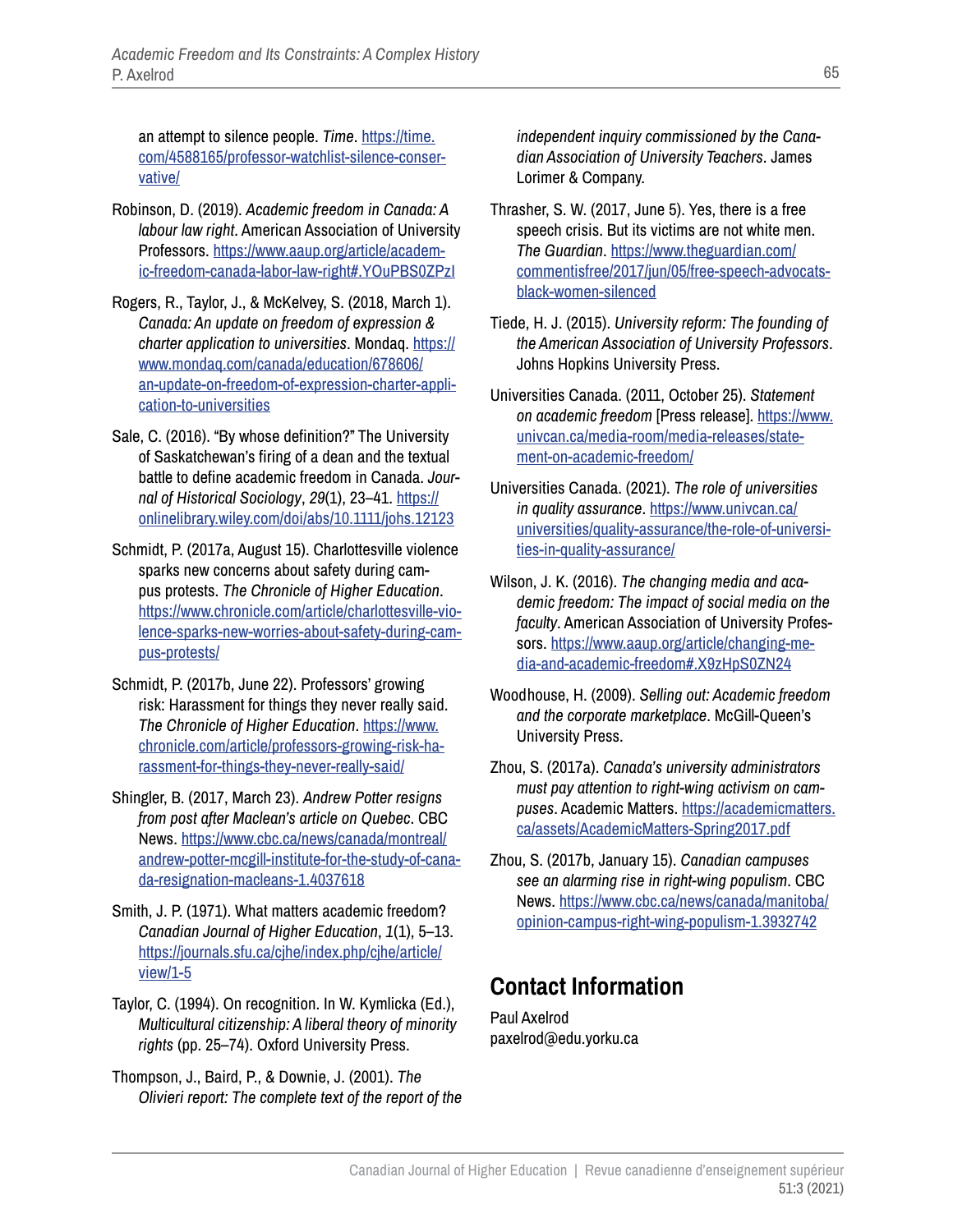an attempt to silence people. *Time*. https://time.com/4588165/professor-watchlist-silence-conservative/

Robinson, D. (2019). *Academic freedom in Canada: A labour law right*. American Association of University Professors. https://www.aaup.org/article/academic-freedom-canada-labor-law-right#.YOuPBS0ZPzI

Rogers, R., Taylor, J., & McKelvey, S. (2018, March 1). *Canada: An update on freedom of expression & charter application to universities*. Mondaq. https://www.mondaq.com/canada/education/678606/an-update-on-freedom-of-expression-charter-application-to-universities

Sale, C. (2016). "By whose definition?" The University of Saskatchewan's firing of a dean and the textual battle to define academic freedom in Canada. *Journal of Historical Sociology*, *29*(1), 23–41. https://onlinelibrary.wiley.com/doi/abs/10.1111/johs.12123

Schmidt, P. (2017a, August 15). Charlottesville violence sparks new concerns about safety during campus protests. *The Chronicle of Higher Education*. https://www.chronicle.com/article/charlottesville-violence-sparks-new-worries-about-safety-during-campus-protests/

Schmidt, P. (2017b, June 22). Professors' growing risk: Harassment for things they never really said. *The Chronicle of Higher Education*. https://www.chronicle.com/article/professors-growing-risk-harassment-for-things-they-never-really-said/

Shingler, B. (2017, March 23). *Andrew Potter resigns from post after Maclean's article on Quebec*. CBC News. https://www.cbc.ca/news/canada/montreal/andrew-potter-mcgill-institute-for-the-study-of-canada-resignation-macleans-1.4037618

Smith, J. P. (1971). What matters academic freedom? *Canadian Journal of Higher Education*, *1*(1), 5–13. https://journals.sfu.ca/cjhe/index.php/cjhe/article/view/1-5

Taylor, C. (1994). On recognition. In W. Kymlicka (Ed.), *Multicultural citizenship: A liberal theory of minority rights* (pp. 25–74). Oxford University Press.

Thompson, J., Baird, P., & Downie, J. (2001). *The Olivieri report: The complete text of the report of the independent inquiry commissioned by the Canadian Association of University Teachers*. James Lorimer & Company.

Thrasher, S. W. (2017, June 5). Yes, there is a free speech crisis. But its victims are not white men. *The Guardian*. https://www.theguardian.com/commentisfree/2017/jun/05/free-speech-advocats-black-women-silenced

Tiede, H. J. (2015). *University reform: The founding of the American Association of University Professors*. Johns Hopkins University Press.

Universities Canada. (2011, October 25). *Statement on academic freedom* [Press release]. https://www.univcan.ca/media-room/media-releases/statement-on-academic-freedom/

Universities Canada. (2021). *The role of universities in quality assurance*. https://www.univcan.ca/universities/quality-assurance/the-role-of-universities-in-quality-assurance/

Wilson, J. K. (2016). *The changing media and academic freedom: The impact of social media on the faculty*. American Association of University Professors. https://www.aaup.org/article/changing-media-and-academic-freedom#.X9zHpS0ZN24

Woodhouse, H. (2009). *Selling out: Academic freedom and the corporate marketplace*. McGill-Queen's University Press.

Zhou, S. (2017a). *Canada's university administrators must pay attention to right-wing activism on campuses*. Academic Matters. https://academicmatters.ca/assets/AcademicMatters-Spring2017.pdf

Zhou, S. (2017b, January 15). *Canadian campuses see an alarming rise in right-wing populism*. CBC News. https://www.cbc.ca/news/canada/manitoba/opinion-campus-right-wing-populism-1.3932742

## Contact Information

Paul Axelrod
paxelrod@edu.yorku.ca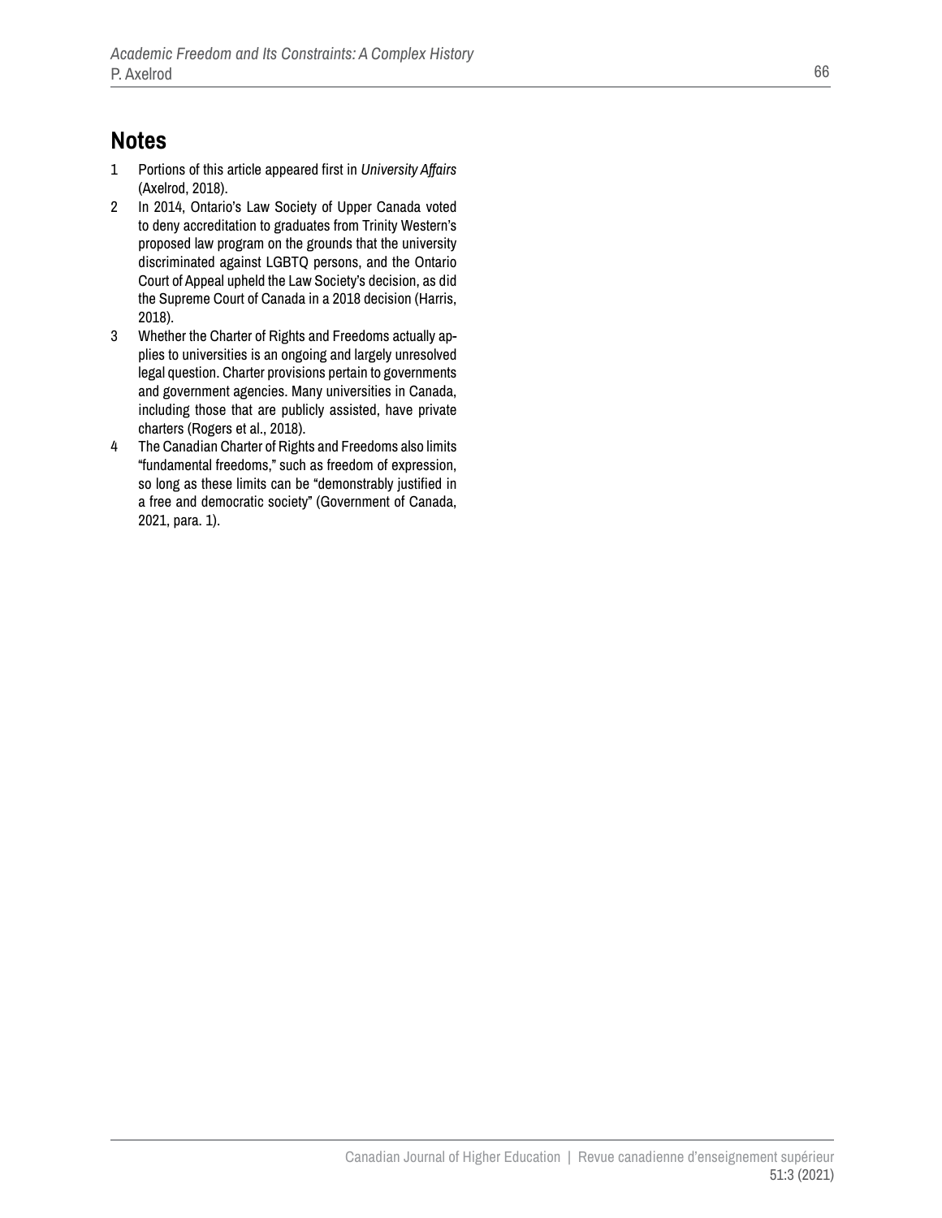## Notes

1. Portions of this article appeared first in *University Affairs* (Axelrod, 2018).
2. In 2014, Ontario's Law Society of Upper Canada voted to deny accreditation to graduates from Trinity Western's proposed law program on the grounds that the university discriminated against LGBTQ persons, and the Ontario Court of Appeal upheld the Law Society's decision, as did the Supreme Court of Canada in a 2018 decision (Harris, 2018).
3. Whether the Charter of Rights and Freedoms actually applies to universities is an ongoing and largely unresolved legal question. Charter provisions pertain to governments and government agencies. Many universities in Canada, including those that are publicly assisted, have private charters (Rogers et al., 2018).
4. The Canadian Charter of Rights and Freedoms also limits "fundamental freedoms," such as freedom of expression, so long as these limits can be "demonstrably justified in a free and democratic society" (Government of Canada, 2021, para. 1).